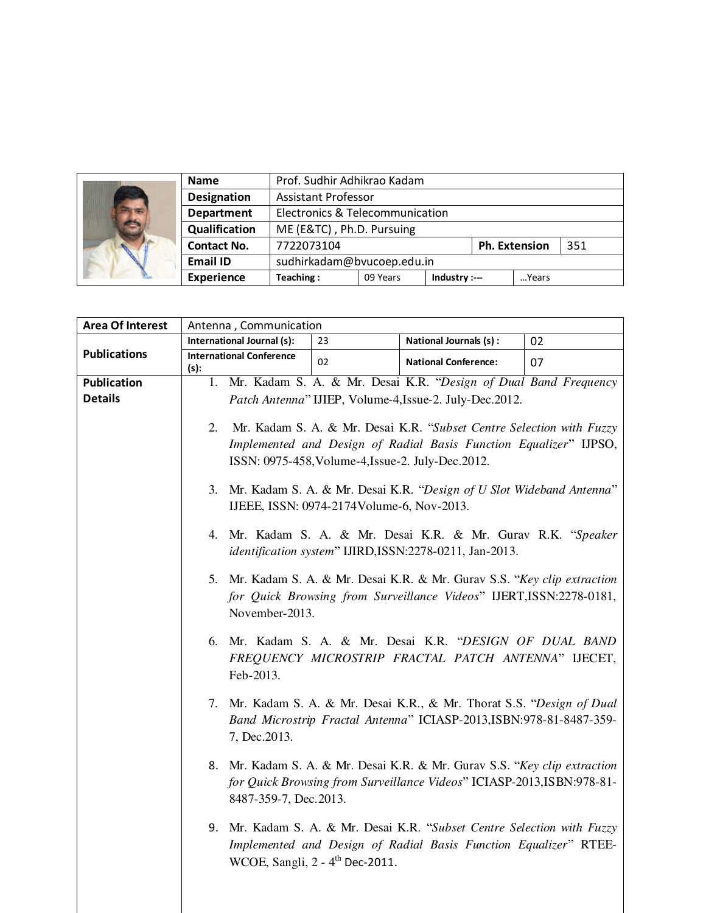| Name | Prof. Sudhir Adhikrao Kadam | | | |
|---|---|---|---|---|
| Designation | Assistant Professor | | | |
| Department | Electronics & Telecommunication | | | |
| Qualification | ME (E&TC) , Ph.D. Pursuing | | | |
| Contact No. | 7722073104 | | Ph. Extension | 351 |
| Email ID | sudhirkadam@bvucoep.edu.in | | | |
| Experience | Teaching : 09 Years | | Industry :--- | …Years |

| Area Of Interest | Antenna , Communication | | | |
|---|---|---|---|---|
| Publications | International Journal (s): | 23 | National Journals (s) : | 02 |
| | International Conference (s): | 02 | National Conference: | 07 |

**Publication Details**

1. Mr. Kadam S. A. & Mr. Desai K.R. "*Design of Dual Band Frequency Patch Antenna*" IJIEP, Volume-4,Issue-2. July-Dec.2012.

2. Mr. Kadam S. A. & Mr. Desai K.R. "*Subset Centre Selection with Fuzzy Implemented and Design of Radial Basis Function Equalizer*" IJPSO, ISSN: 0975-458,Volume-4,Issue-2. July-Dec.2012.

3. Mr. Kadam S. A. & Mr. Desai K.R. "*Design of U Slot Wideband Antenna*" IJEEE, ISSN: 0974-2174Volume-6, Nov-2013.

4. Mr. Kadam S. A. & Mr. Desai K.R. & Mr. Gurav R.K. "*Speaker identification system*" IJIRD,ISSN:2278-0211, Jan-2013.

5. Mr. Kadam S. A. & Mr. Desai K.R. & Mr. Gurav S.S. "*Key clip extraction for Quick Browsing from Surveillance Videos*" IJERT,ISSN:2278-0181, November-2013.

6. Mr. Kadam S. A. & Mr. Desai K.R. "*DESIGN OF DUAL BAND FREQUENCY MICROSTRIP FRACTAL PATCH ANTENNA*" IJECET, Feb-2013.

7. Mr. Kadam S. A. & Mr. Desai K.R., & Mr. Thorat S.S. "*Design of Dual Band Microstrip Fractal Antenna*" ICIASP-2013,ISBN:978-81-8487-359-7, Dec.2013.

8. Mr. Kadam S. A. & Mr. Desai K.R. & Mr. Gurav S.S. "*Key clip extraction for Quick Browsing from Surveillance Videos*" ICIASP-2013,ISBN:978-81-8487-359-7, Dec.2013.

9. Mr. Kadam S. A. & Mr. Desai K.R. "*Subset Centre Selection with Fuzzy Implemented and Design of Radial Basis Function Equalizer*" RTEE-WCOE, Sangli, 2 - 4th Dec-2011.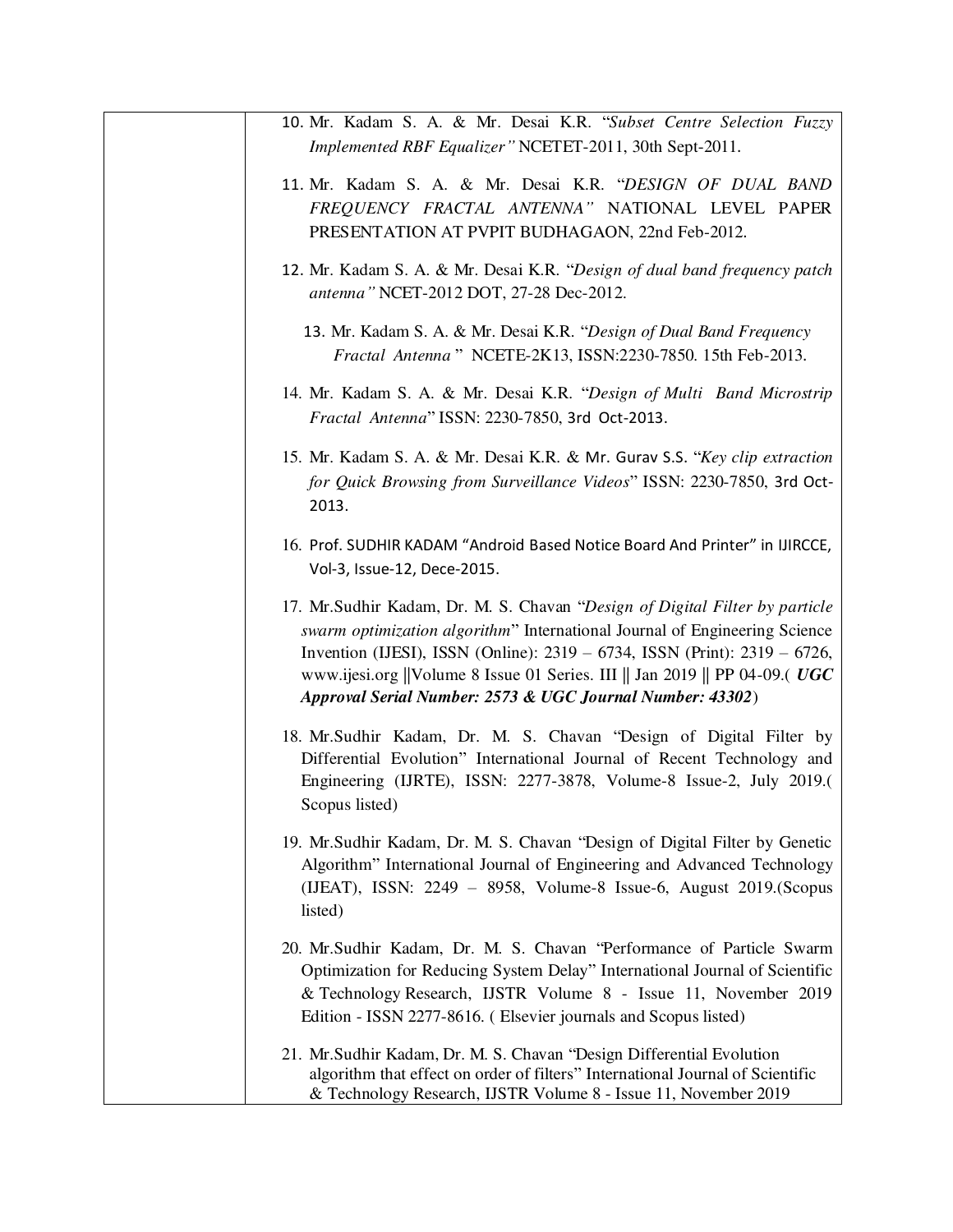| | |
|---|---|
| | 10. Mr. Kadam S. A. & Mr. Desai K.R. "*Subset Centre Selection Fuzzy Implemented RBF Equalizer"* NCETET-2011, 30th Sept-2011.<br><br>11. Mr. Kadam S. A. & Mr. Desai K.R. "*DESIGN OF DUAL BAND FREQUENCY FRACTAL ANTENNA"* NATIONAL LEVEL PAPER PRESENTATION AT PVPIT BUDHAGAON, 22nd Feb-2012.<br><br>12. Mr. Kadam S. A. & Mr. Desai K.R. "*Design of dual band frequency patch antenna"* NCET-2012 DOT, 27-28 Dec-2012.<br><br>13. Mr. Kadam S. A. & Mr. Desai K.R. "*Design of Dual Band Frequency Fractal Antenna* " NCETE-2K13, ISSN:2230-7850. 15th Feb-2013.<br><br>14. Mr. Kadam S. A. & Mr. Desai K.R. "*Design of Multi Band Microstrip Fractal Antenna*" ISSN: 2230-7850, 3rd Oct-2013.<br><br>15. Mr. Kadam S. A. & Mr. Desai K.R. & Mr. Gurav S.S. "*Key clip extraction for Quick Browsing from Surveillance Videos*" ISSN: 2230-7850, 3rd Oct-2013.<br><br>16. Prof. SUDHIR KADAM "Android Based Notice Board And Printer" in IJIRCCE, Vol-3, Issue-12, Dece-2015.<br><br>17. Mr.Sudhir Kadam, Dr. M. S. Chavan "*Design of Digital Filter by particle swarm optimization algorithm*" International Journal of Engineering Science Invention (IJESI), ISSN (Online): 2319 – 6734, ISSN (Print): 2319 – 6726, www.ijesi.org ‖Volume 8 Issue 01 Series. III ‖ Jan 2019 ‖ PP 04-09.( ***UGC Approval Serial Number: 2573 & UGC Journal Number: 43302***)<br><br>18. Mr.Sudhir Kadam, Dr. M. S. Chavan "Design of Digital Filter by Differential Evolution" International Journal of Recent Technology and Engineering (IJRTE), ISSN: 2277-3878, Volume-8 Issue-2, July 2019.( Scopus listed)<br><br>19. Mr.Sudhir Kadam, Dr. M. S. Chavan "Design of Digital Filter by Genetic Algorithm" International Journal of Engineering and Advanced Technology (IJEAT), ISSN: 2249 – 8958, Volume-8 Issue-6, August 2019.(Scopus listed)<br><br>20. Mr.Sudhir Kadam, Dr. M. S. Chavan "Performance of Particle Swarm Optimization for Reducing System Delay" International Journal of Scientific & Technology Research, IJSTR Volume 8 - Issue 11, November 2019 Edition - ISSN 2277-8616. ( Elsevier journals and Scopus listed)<br><br>21. Mr.Sudhir Kadam, Dr. M. S. Chavan "Design Differential Evolution algorithm that effect on order of filters" International Journal of Scientific & Technology Research, IJSTR Volume 8 - Issue 11, November 2019 |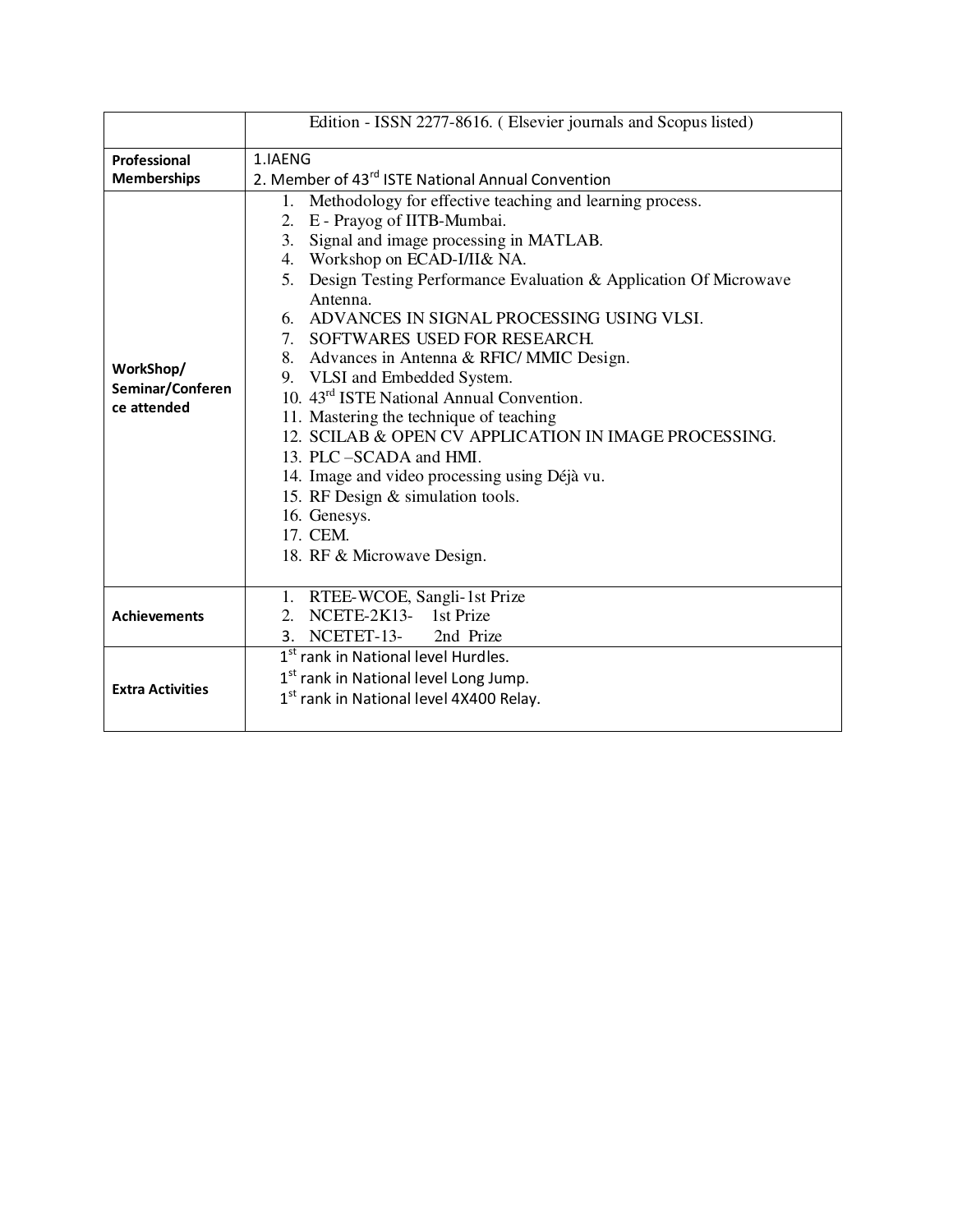| | |
|---|---|
| | Edition - ISSN 2277-8616. ( Elsevier journals and Scopus listed) |
| **Professional Memberships** | 1.IAENG<br>2. Member of 43rd ISTE National Annual Convention |
| **WorkShop/ Seminar/Conference attended** | 1. Methodology for effective teaching and learning process.<br>2. E - Prayog of IITB-Mumbai.<br>3. Signal and image processing in MATLAB.<br>4. Workshop on ECAD-I/II& NA.<br>5. Design Testing Performance Evaluation & Application Of Microwave Antenna.<br>6. ADVANCES IN SIGNAL PROCESSING USING VLSI.<br>7. SOFTWARES USED FOR RESEARCH.<br>8. Advances in Antenna & RFIC/ MMIC Design.<br>9. VLSI and Embedded System.<br>10. 43rd ISTE National Annual Convention.<br>11. Mastering the technique of teaching<br>12. SCILAB & OPEN CV APPLICATION IN IMAGE PROCESSING.<br>13. PLC –SCADA and HMI.<br>14. Image and video processing using Déjà vu.<br>15. RF Design & simulation tools.<br>16. Genesys.<br>17. CEM.<br>18. RF & Microwave Design. |
| **Achievements** | 1. RTEE-WCOE, Sangli-1st Prize<br>2. NCETE-2K13- 1st Prize<br>3. NCETET-13- 2nd Prize |
| **Extra Activities** | 1st rank in National level Hurdles.<br>1st rank in National level Long Jump.<br>1st rank in National level 4X400 Relay. |